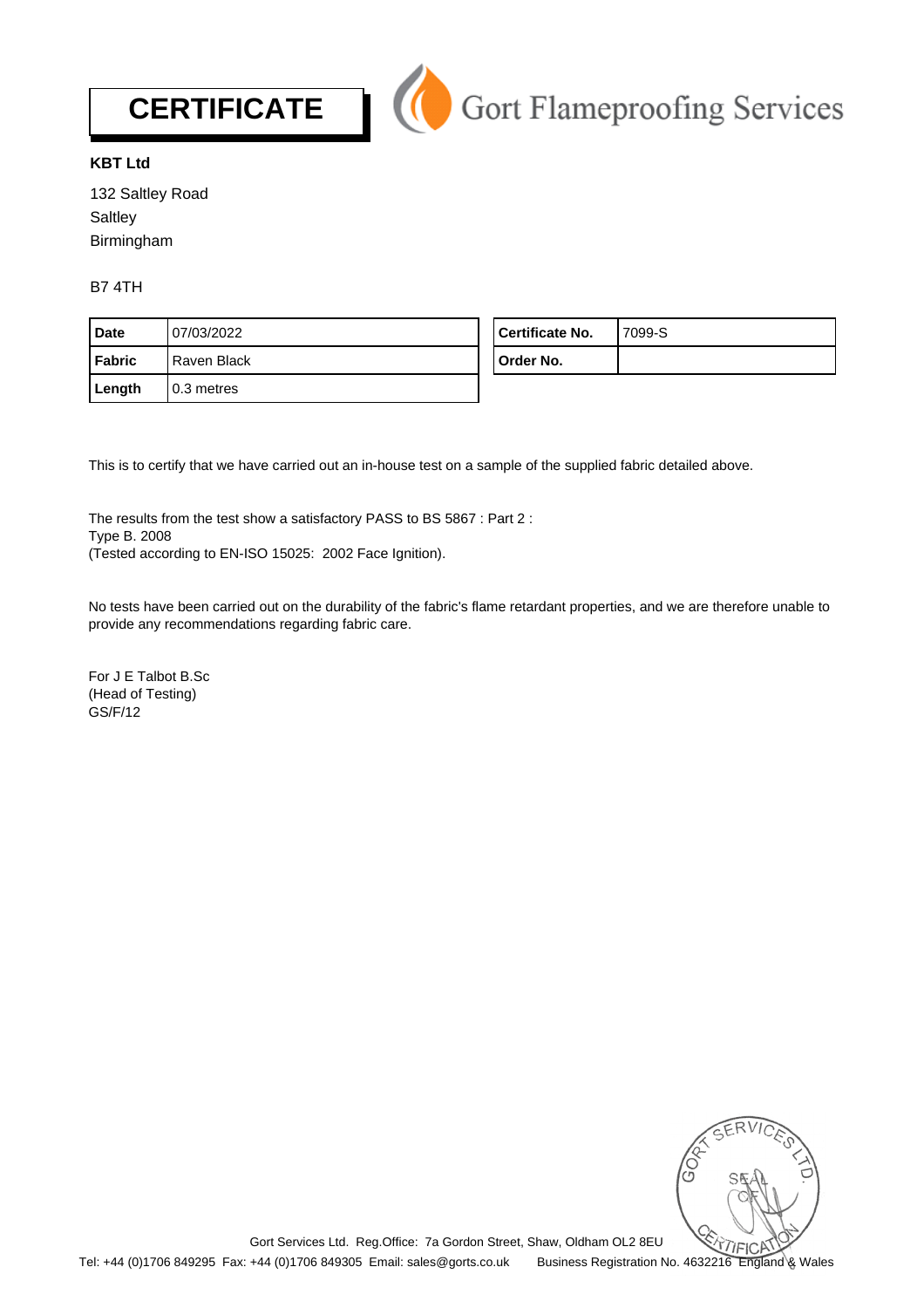# CERTIFICATE

Gort Flameproofing Services

**KBT Ltd**

132 Saltley Road
Saltley
Birmingham

B7 4TH

| **Date** | 07/03/2022 |
|---|---|
| **Fabric** | Raven Black |
| **Length** | 0.3 metres |

| **Certificate No.** | 7099-S |
|---|---|
| **Order No.** | |

This is to certify that we have carried out an in-house test on a sample of the supplied fabric detailed above.

The results from the test show a satisfactory PASS to BS 5867 : Part 2 :
Type B. 2008
(Tested according to EN-ISO 15025: 2002 Face Ignition).

No tests have been carried out on the durability of the fabric's flame retardant properties, and we are therefore unable to provide any recommendations regarding fabric care.

For J E Talbot B.Sc
(Head of Testing)
GS/F/12

GORT SERVICES LTD. SEAL OF CERTIFICATION

Gort Services Ltd. Reg.Office: 7a Gordon Street, Shaw, Oldham OL2 8EU
Tel: +44 (0)1706 849295 Fax: +44 (0)1706 849305 Email: sales@gorts.co.uk Business Registration No. 4632216 England & Wales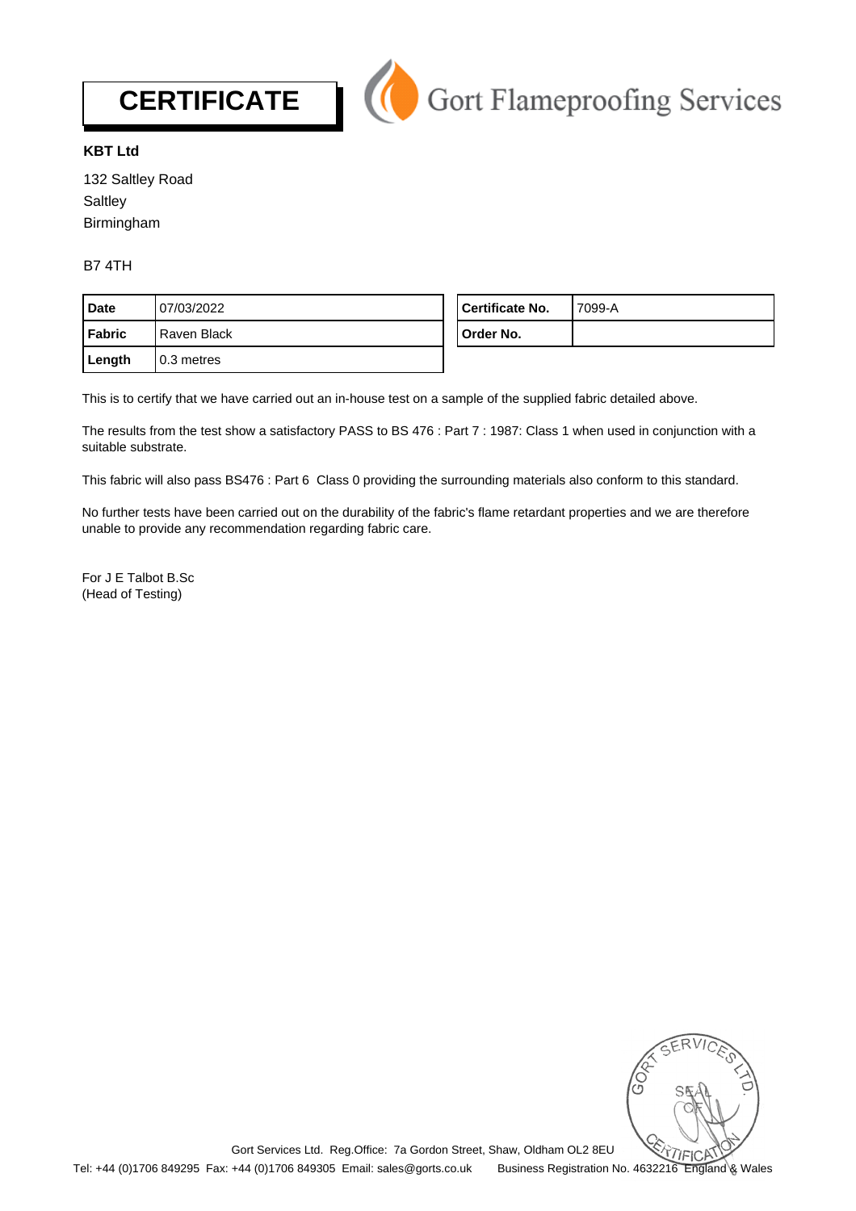# CERTIFICATE

Gort Flameproofing Services

**KBT Ltd**

132 Saltley Road
Saltley
Birmingham

B7 4TH

| | |
|---|---|
| **Date** | 07/03/2022 |
| **Fabric** | Raven Black |
| **Length** | 0.3 metres |

| | |
|---|---|
| **Certificate No.** | 7099-A |
| **Order No.** | |

This is to certify that we have carried out an in-house test on a sample of the supplied fabric detailed above.

The results from the test show a satisfactory PASS to BS 476 : Part 7 : 1987: Class 1 when used in conjunction with a suitable substrate.

This fabric will also pass BS476 : Part 6 Class 0 providing the surrounding materials also conform to this standard.

No further tests have been carried out on the durability of the fabric's flame retardant properties and we are therefore unable to provide any recommendation regarding fabric care.

For J E Talbot B.Sc
(Head of Testing)

GORT SERVICES LTD. SEAL OF CERTIFICATION

Gort Services Ltd. Reg.Office: 7a Gordon Street, Shaw, Oldham OL2 8EU

Tel: +44 (0)1706 849295 Fax: +44 (0)1706 849305 Email: sales@gorts.co.uk Business Registration No. 4632216 England & Wales